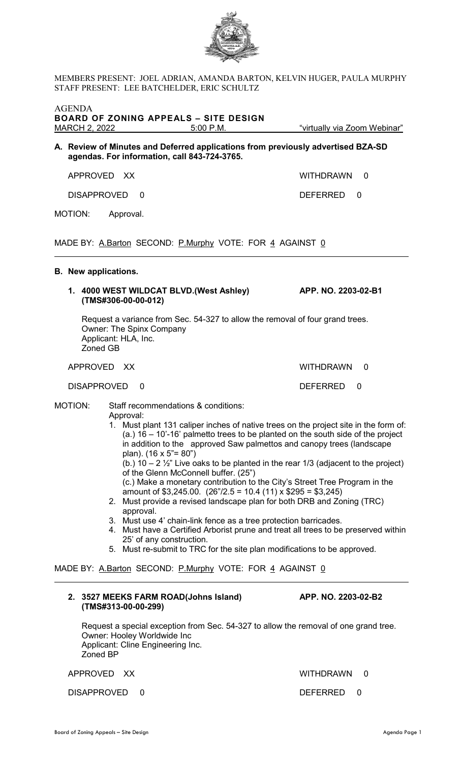MEMBERS PRESENT: JOEL ADRIAN, AMANDA BARTON, KELVIN HUGER, PAULA MURPHY
STAFF PRESENT: LEE BATCHELDER, ERIC SCHULTZ

AGENDA
**BOARD OF ZONING APPEALS – SITE DESIGN**
MARCH 2, 2022 5:00 P.M. "virtually via Zoom Webinar"

**A. Review of Minutes and Deferred applications from previously advertised BZA-SD agendas. For information, call 843-724-3765.**

APPROVED XX WITHDRAWN 0

DISAPPROVED 0 DEFERRED 0

MOTION: Approval.

MADE BY: A.Barton SECOND: P.Murphy VOTE: FOR 4 AGAINST 0

---

**B. New applications.**

**1. 4000 WEST WILDCAT BLVD.(West Ashley) APP. NO. 2203-02-B1**
**(TMS#306-00-00-012)**

Request a variance from Sec. 54-327 to allow the removal of four grand trees.
Owner: The Spinx Company
Applicant: HLA, Inc.
Zoned GB

APPROVED XX WITHDRAWN 0

DISAPPROVED 0 DEFERRED 0

MOTION: Staff recommendations & conditions:
Approval:

1. Must plant 131 caliper inches of native trees on the project site in the form of:
   (a.) 16 – 10'-16' palmetto trees to be planted on the south side of the project in addition to the approved Saw palmettos and canopy trees (landscape plan). (16 x 5"= 80")
   (b.) 10 – 2 ½" Live oaks to be planted in the rear 1/3 (adjacent to the project) of the Glenn McConnell buffer. (25")
   (c.) Make a monetary contribution to the City's Street Tree Program in the amount of $3,245.00. (26"/2.5 = 10.4 (11) x $295 = $3,245)
2. Must provide a revised landscape plan for both DRB and Zoning (TRC) approval.
3. Must use 4' chain-link fence as a tree protection barricades.
4. Must have a Certified Arborist prune and treat all trees to be preserved within 25' of any construction.
5. Must re-submit to TRC for the site plan modifications to be approved.

MADE BY: A.Barton SECOND: P.Murphy VOTE: FOR 4 AGAINST 0

---

**2. 3527 MEEKS FARM ROAD(Johns Island) APP. NO. 2203-02-B2**
**(TMS#313-00-00-299)**

Request a special exception from Sec. 54-327 to allow the removal of one grand tree.
Owner: Hooley Worldwide Inc
Applicant: Cline Engineering Inc.
Zoned BP

APPROVED XX WITHDRAWN 0

DISAPPROVED 0 DEFERRED 0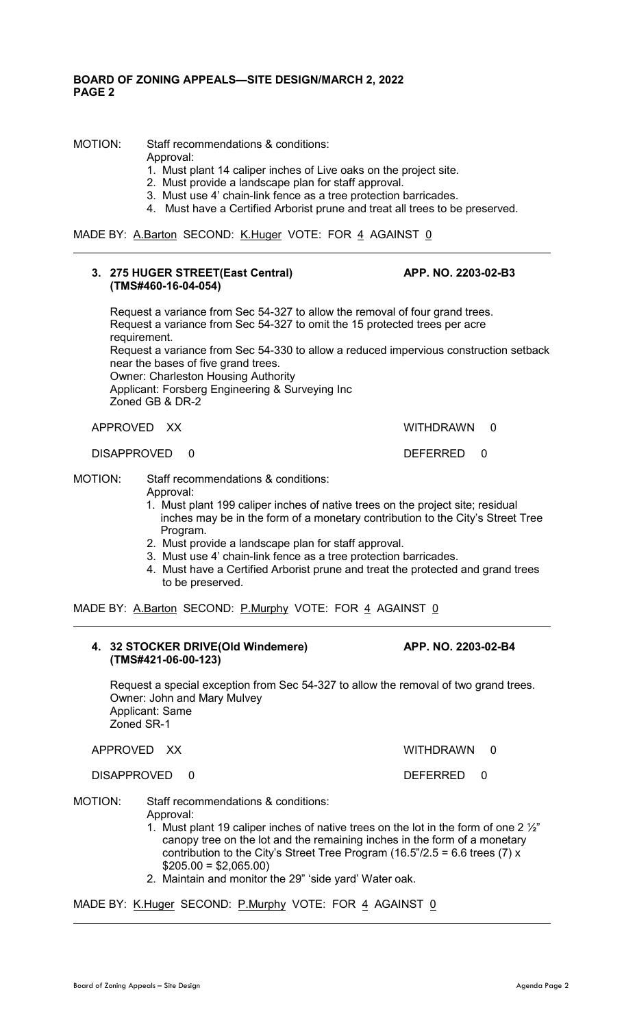MOTION: Staff recommendations & conditions:

Approval:

1. Must plant 14 caliper inches of Live oaks on the project site.
2. Must provide a landscape plan for staff approval.
3. Must use 4' chain-link fence as a tree protection barricades.
4. Must have a Certified Arborist prune and treat all trees to be preserved.

MADE BY: A.Barton SECOND: K.Huger VOTE: FOR 4 AGAINST 0

---

**3. 275 HUGER STREET(East Central) (TMS#460-16-04-054)** **APP. NO. 2203-02-B3**

Request a variance from Sec 54-327 to allow the removal of four grand trees.
Request a variance from Sec 54-327 to omit the 15 protected trees per acre requirement.
Request a variance from Sec 54-330 to allow a reduced impervious construction setback near the bases of five grand trees.
Owner: Charleston Housing Authority
Applicant: Forsberg Engineering & Surveying Inc
Zoned GB & DR-2

APPROVED XX WITHDRAWN 0

DISAPPROVED 0 DEFERRED 0

MOTION: Staff recommendations & conditions:

Approval:

1. Must plant 199 caliper inches of native trees on the project site; residual inches may be in the form of a monetary contribution to the City's Street Tree Program.
2. Must provide a landscape plan for staff approval.
3. Must use 4' chain-link fence as a tree protection barricades.
4. Must have a Certified Arborist prune and treat the protected and grand trees to be preserved.

MADE BY: A.Barton SECOND: P.Murphy VOTE: FOR 4 AGAINST 0

---

**4. 32 STOCKER DRIVE(Old Windemere) (TMS#421-06-00-123)** **APP. NO. 2203-02-B4**

Request a special exception from Sec 54-327 to allow the removal of two grand trees.
Owner: John and Mary Mulvey
Applicant: Same
Zoned SR-1

APPROVED XX WITHDRAWN 0

DISAPPROVED 0 DEFERRED 0

MOTION: Staff recommendations & conditions:

Approval:

1. Must plant 19 caliper inches of native trees on the lot in the form of one 2 ½" canopy tree on the lot and the remaining inches in the form of a monetary contribution to the City's Street Tree Program (16.5"/2.5 = 6.6 trees (7) x $205.00 = $2,065.00)
2. Maintain and monitor the 29" 'side yard' Water oak.

MADE BY: K.Huger SECOND: P.Murphy VOTE: FOR 4 AGAINST 0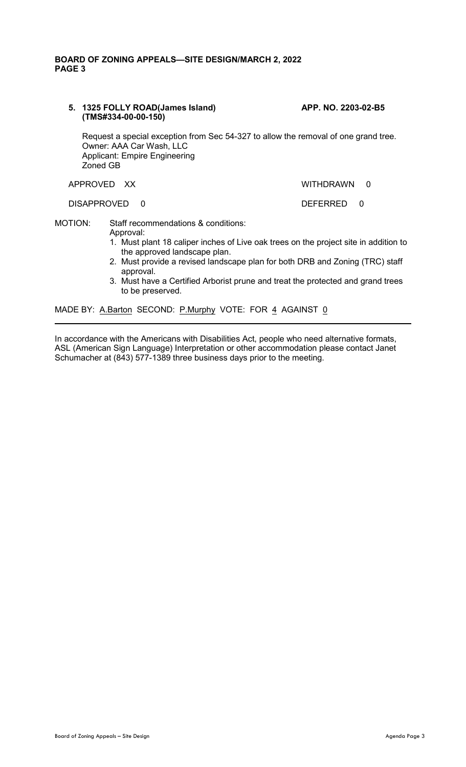**BOARD OF ZONING APPEALS—SITE DESIGN/MARCH 2, 2022**
**PAGE 3**

**5. 1325 FOLLY ROAD(James Island) (TMS#334-00-00-150)** **APP. NO. 2203-02-B5**

Request a special exception from Sec 54-327 to allow the removal of one grand tree.
Owner: AAA Car Wash, LLC
Applicant: Empire Engineering
Zoned GB

APPROVED XX WITHDRAWN 0

DISAPPROVED 0 DEFERRED 0

MOTION: Staff recommendations & conditions:
Approval:

1. Must plant 18 caliper inches of Live oak trees on the project site in addition to the approved landscape plan.
2. Must provide a revised landscape plan for both DRB and Zoning (TRC) staff approval.
3. Must have a Certified Arborist prune and treat the protected and grand trees to be preserved.

MADE BY: A.Barton SECOND: P.Murphy VOTE: FOR 4 AGAINST 0

---

In accordance with the Americans with Disabilities Act, people who need alternative formats, ASL (American Sign Language) Interpretation or other accommodation please contact Janet Schumacher at (843) 577-1389 three business days prior to the meeting.